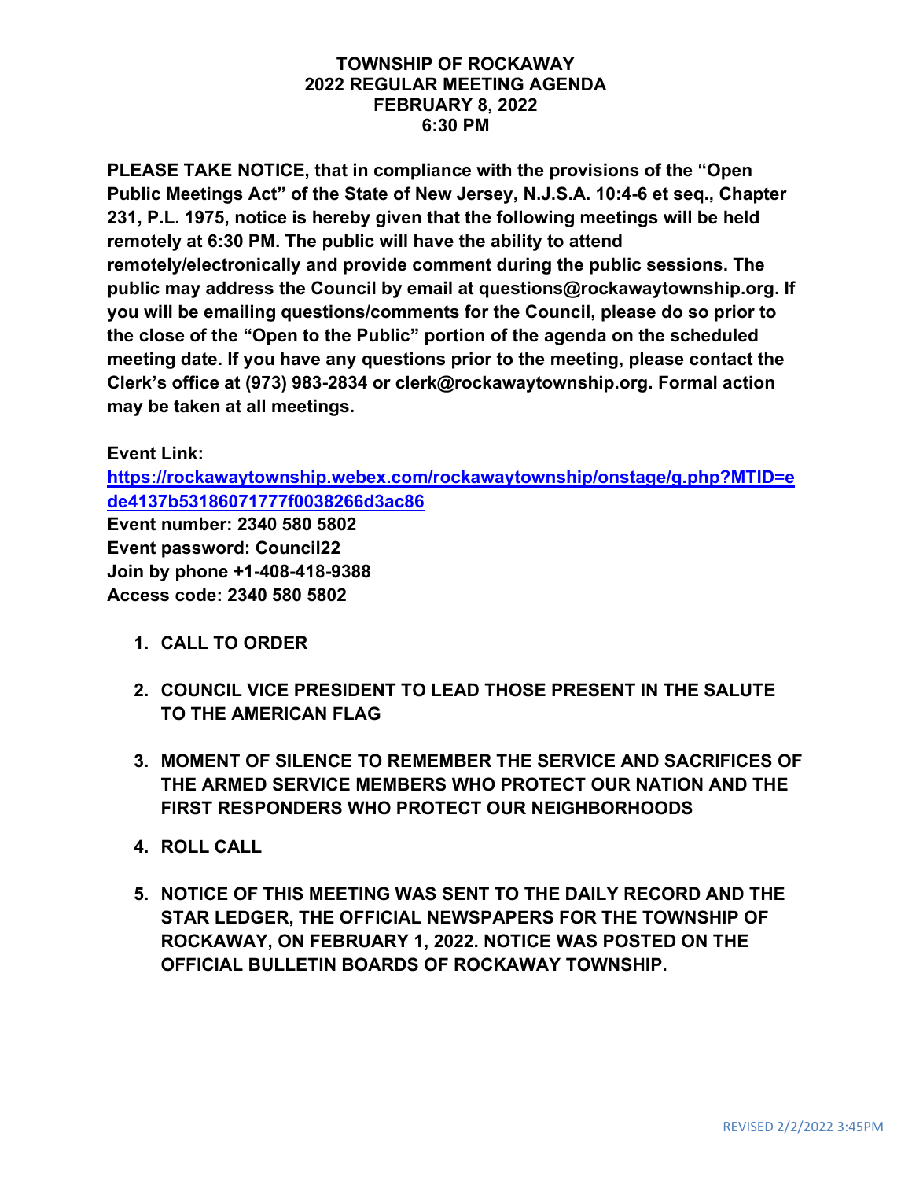# TOWNSHIP OF ROCKAWAY
## 2022 REGULAR MEETING AGENDA
## FEBRUARY 8, 2022
## 6:30 PM

**PLEASE TAKE NOTICE, that in compliance with the provisions of the "Open Public Meetings Act" of the State of New Jersey, N.J.S.A. 10:4-6 et seq., Chapter 231, P.L. 1975, notice is hereby given that the following meetings will be held remotely at 6:30 PM. The public will have the ability to attend remotely/electronically and provide comment during the public sessions. The public may address the Council by email at questions@rockawaytownship.org. If you will be emailing questions/comments for the Council, please do so prior to the close of the "Open to the Public" portion of the agenda on the scheduled meeting date. If you have any questions prior to the meeting, please contact the Clerk's office at (973) 983-2834 or clerk@rockawaytownship.org. Formal action may be taken at all meetings.**

**Event Link:**
**https://rockawaytownship.webex.com/rockawaytownship/onstage/g.php?MTID=ede4137b53186071777f0038266d3ac86**
**Event number: 2340 580 5802**
**Event password: Council22**
**Join by phone +1-408-418-9388**
**Access code: 2340 580 5802**

1. **CALL TO ORDER**

2. **COUNCIL VICE PRESIDENT TO LEAD THOSE PRESENT IN THE SALUTE TO THE AMERICAN FLAG**

3. **MOMENT OF SILENCE TO REMEMBER THE SERVICE AND SACRIFICES OF THE ARMED SERVICE MEMBERS WHO PROTECT OUR NATION AND THE FIRST RESPONDERS WHO PROTECT OUR NEIGHBORHOODS**

4. **ROLL CALL**

5. **NOTICE OF THIS MEETING WAS SENT TO THE DAILY RECORD AND THE STAR LEDGER, THE OFFICIAL NEWSPAPERS FOR THE TOWNSHIP OF ROCKAWAY, ON FEBRUARY 1, 2022. NOTICE WAS POSTED ON THE OFFICIAL BULLETIN BOARDS OF ROCKAWAY TOWNSHIP.**

REVISED 2/2/2022 3:45PM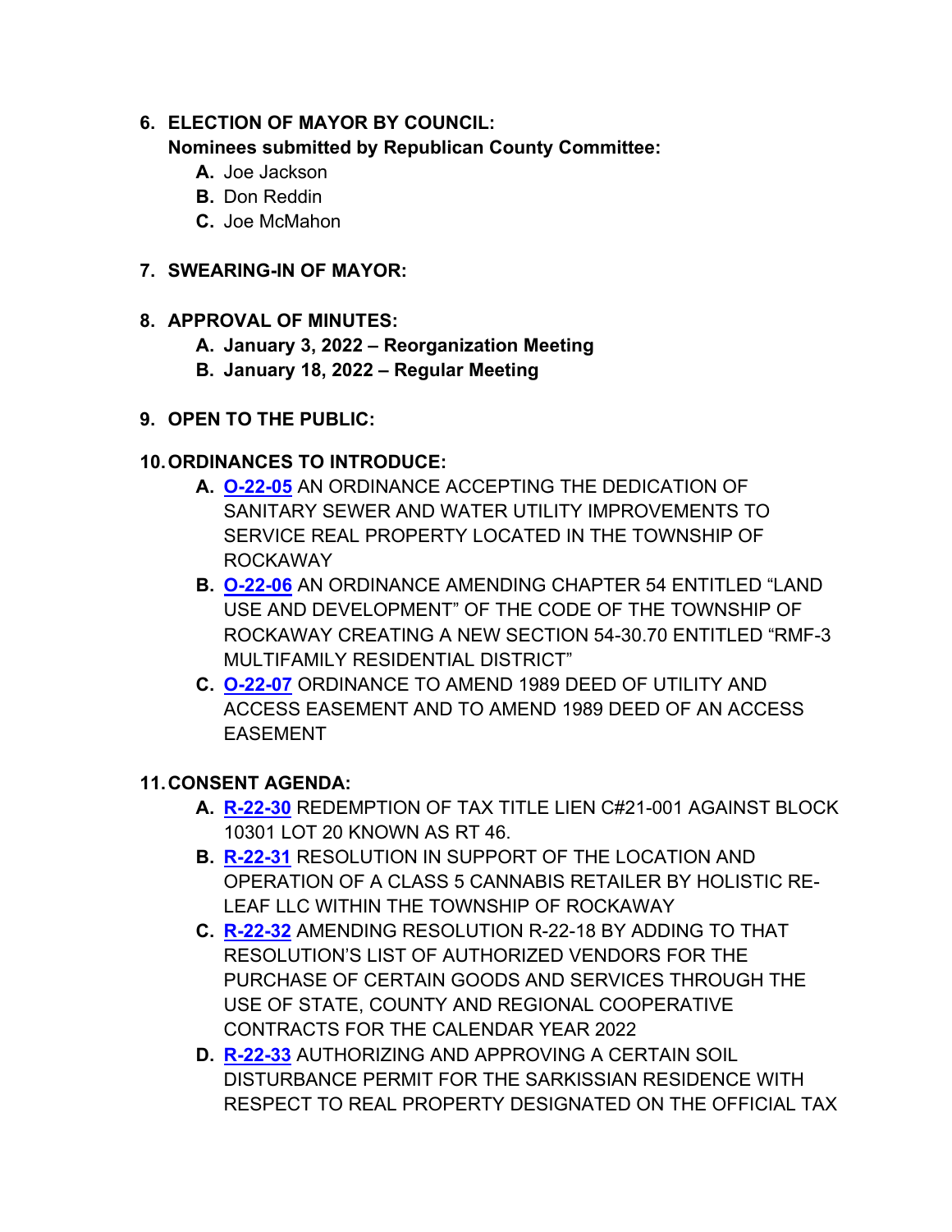6. **ELECTION OF MAYOR BY COUNCIL:**
   **Nominees submitted by Republican County Committee:**
   - **A.** Joe Jackson
   - **B.** Don Reddin
   - **C.** Joe McMahon

7. **SWEARING-IN OF MAYOR:**

8. **APPROVAL OF MINUTES:**
   - **A. January 3, 2022 – Reorganization Meeting**
   - **B. January 18, 2022 – Regular Meeting**

9. **OPEN TO THE PUBLIC:**

10. **ORDINANCES TO INTRODUCE:**
    - **A.** **O-22-05** AN ORDINANCE ACCEPTING THE DEDICATION OF SANITARY SEWER AND WATER UTILITY IMPROVEMENTS TO SERVICE REAL PROPERTY LOCATED IN THE TOWNSHIP OF ROCKAWAY
    - **B.** **O-22-06** AN ORDINANCE AMENDING CHAPTER 54 ENTITLED "LAND USE AND DEVELOPMENT" OF THE CODE OF THE TOWNSHIP OF ROCKAWAY CREATING A NEW SECTION 54-30.70 ENTITLED "RMF-3 MULTIFAMILY RESIDENTIAL DISTRICT"
    - **C.** **O-22-07** ORDINANCE TO AMEND 1989 DEED OF UTILITY AND ACCESS EASEMENT AND TO AMEND 1989 DEED OF AN ACCESS EASEMENT

11. **CONSENT AGENDA:**
    - **A.** **R-22-30** REDEMPTION OF TAX TITLE LIEN C#21-001 AGAINST BLOCK 10301 LOT 20 KNOWN AS RT 46.
    - **B.** **R-22-31** RESOLUTION IN SUPPORT OF THE LOCATION AND OPERATION OF A CLASS 5 CANNABIS RETAILER BY HOLISTIC RE-LEAF LLC WITHIN THE TOWNSHIP OF ROCKAWAY
    - **C.** **R-22-32** AMENDING RESOLUTION R-22-18 BY ADDING TO THAT RESOLUTION'S LIST OF AUTHORIZED VENDORS FOR THE PURCHASE OF CERTAIN GOODS AND SERVICES THROUGH THE USE OF STATE, COUNTY AND REGIONAL COOPERATIVE CONTRACTS FOR THE CALENDAR YEAR 2022
    - **D.** **R-22-33** AUTHORIZING AND APPROVING A CERTAIN SOIL DISTURBANCE PERMIT FOR THE SARKISSIAN RESIDENCE WITH RESPECT TO REAL PROPERTY DESIGNATED ON THE OFFICIAL TAX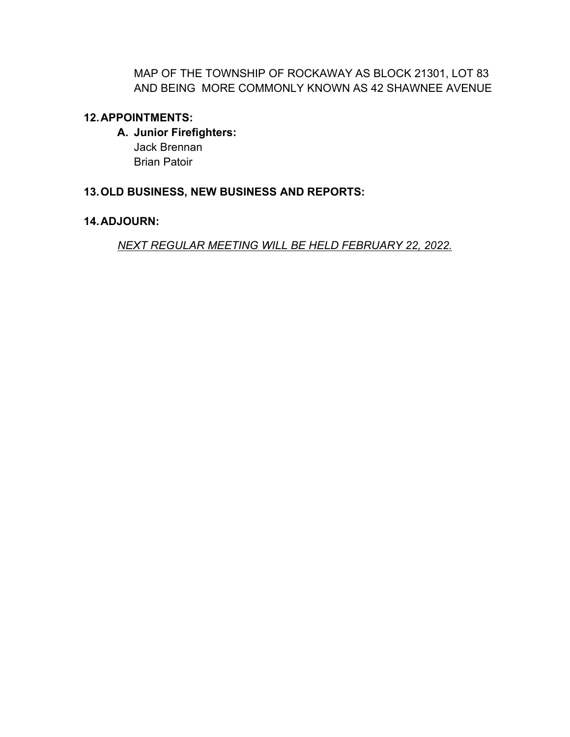MAP OF THE TOWNSHIP OF ROCKAWAY AS BLOCK 21301, LOT 83 AND BEING MORE COMMONLY KNOWN AS 42 SHAWNEE AVENUE

**12. APPOINTMENTS:**

**A. Junior Firefighters:**

Jack Brennan
Brian Patoir

**13. OLD BUSINESS, NEW BUSINESS AND REPORTS:**

**14. ADJOURN:**

*NEXT REGULAR MEETING WILL BE HELD FEBRUARY 22, 2022.*